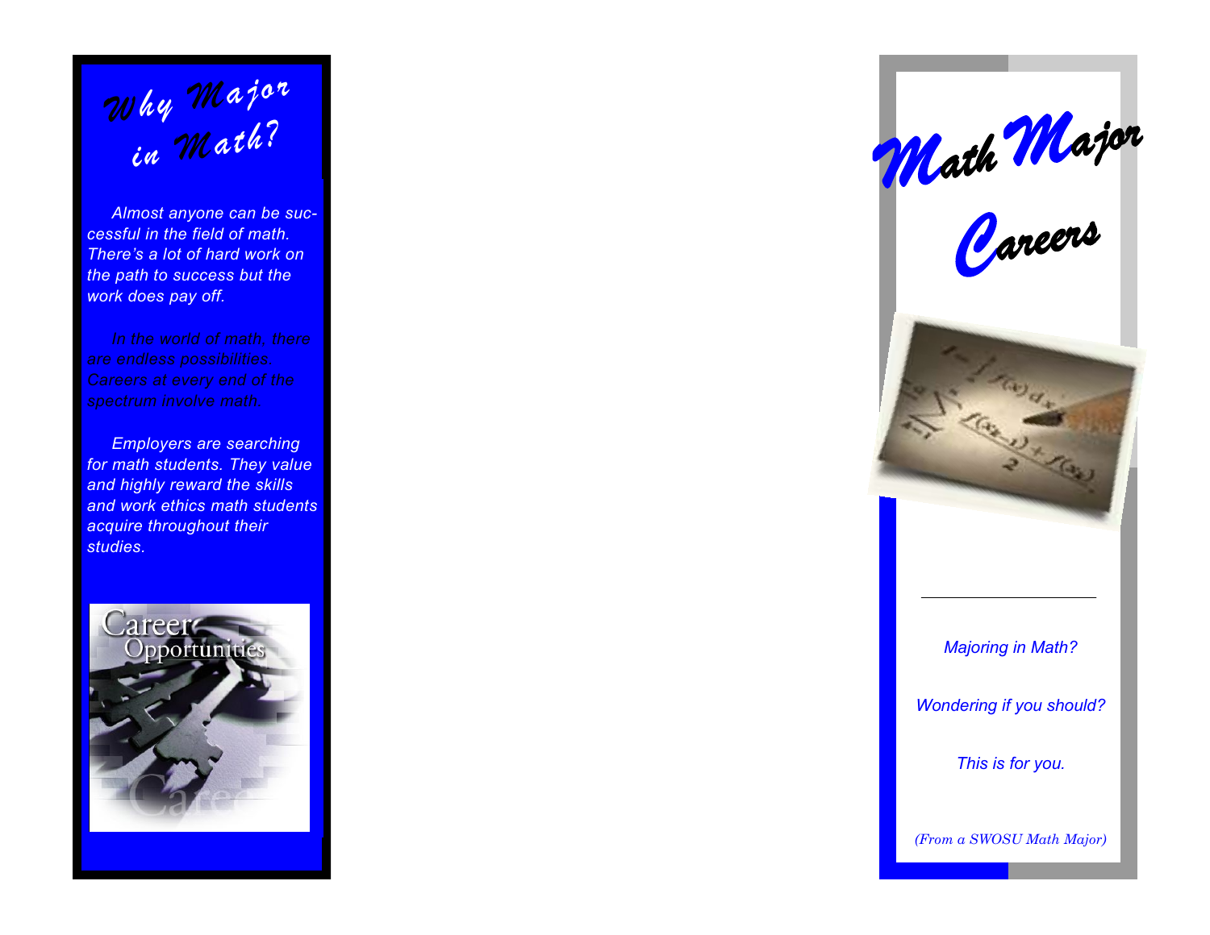# Why Major in Math?

*Almost anyone can be successful in the field of math. There's a lot of hard work on the path to success but the work does pay off.*

*In the world of math, there are endless possibilities. Careers at every end of the spectrum involve math.*

*Employers are searching for math students. They value and highly reward the skills and work ethics math students acquire throughout their studies.*

# Math Major Careers

*Majoring in Math?*

*Wondering if you should?*

*This is for you.*

*(From a SWOSU Math Major)*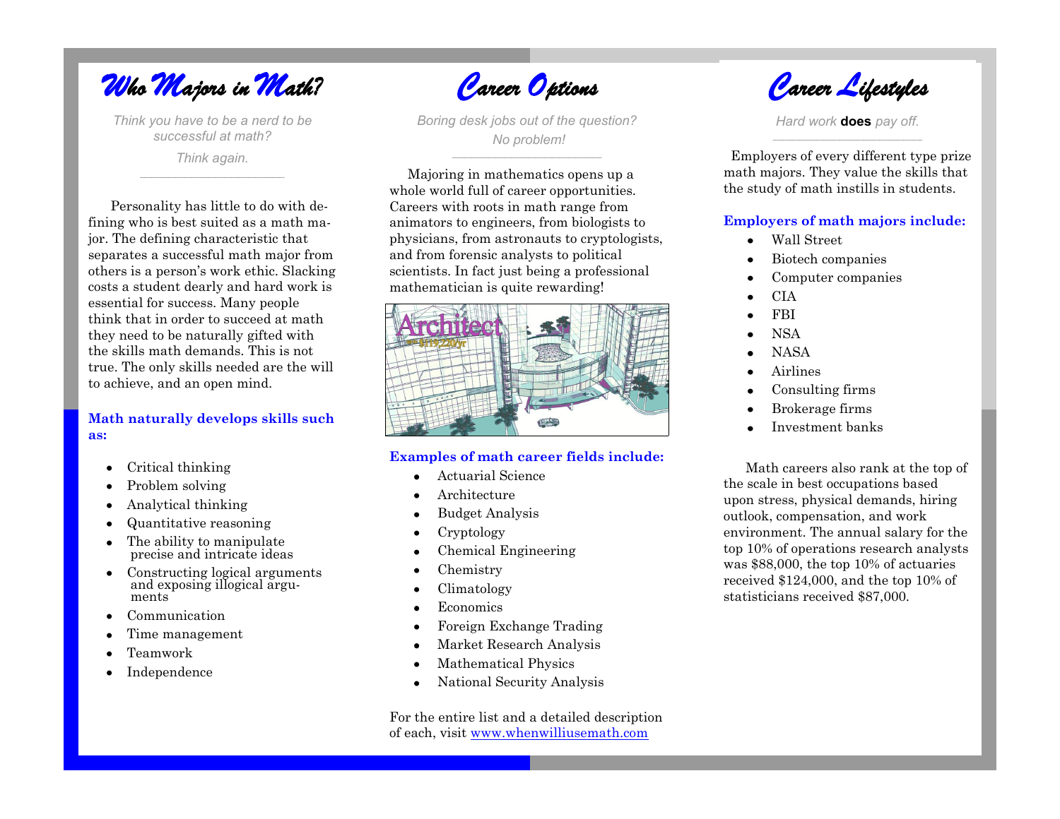# Who Majors in Math?

*Think you have to be a nerd to be successful at math?*

*Think again.*

Personality has little to do with defining who is best suited as a math major. The defining characteristic that separates a successful math major from others is a person's work ethic. Slacking costs a student dearly and hard work is essential for success. Many people think that in order to succeed at math they need to be naturally gifted with the skills math demands. This is not true. The only skills needed are the will to achieve, and an open mind.

**Math naturally develops skills such as:**

- Critical thinking
- Problem solving
- Analytical thinking
- Quantitative reasoning
- The ability to manipulate precise and intricate ideas
- Constructing logical arguments and exposing illogical arguments
- Communication
- Time management
- Teamwork
- Independence

# Career Options

*Boring desk jobs out of the question?*

*No problem!*

Majoring in mathematics opens up a whole world full of career opportunities. Careers with roots in math range from animators to engineers, from biologists to physicians, from astronauts to cryptologists, and from forensic analysts to political scientists. In fact just being a professional mathematician is quite rewarding!

Architect

$119,220/yr

**Examples of math career fields include:**

- Actuarial Science
- Architecture
- Budget Analysis
- Cryptology
- Chemical Engineering
- Chemistry
- Climatology
- Economics
- Foreign Exchange Trading
- Market Research Analysis
- Mathematical Physics
- National Security Analysis

For the entire list and a detailed description of each, visit www.whenwilliusemath.com

# Career Lifestyles

*Hard work* **does** *pay off.*

Employers of every different type prize math majors. They value the skills that the study of math instills in students.

**Employers of math majors include:**

- Wall Street
- Biotech companies
- Computer companies
- CIA
- FBI
- NSA
- NASA
- Airlines
- Consulting firms
- Brokerage firms
- Investment banks

Math careers also rank at the top of the scale in best occupations based upon stress, physical demands, hiring outlook, compensation, and work environment. The annual salary for the top 10% of operations research analysts was $88,000, the top 10% of actuaries received $124,000, and the top 10% of statisticians received $87,000.